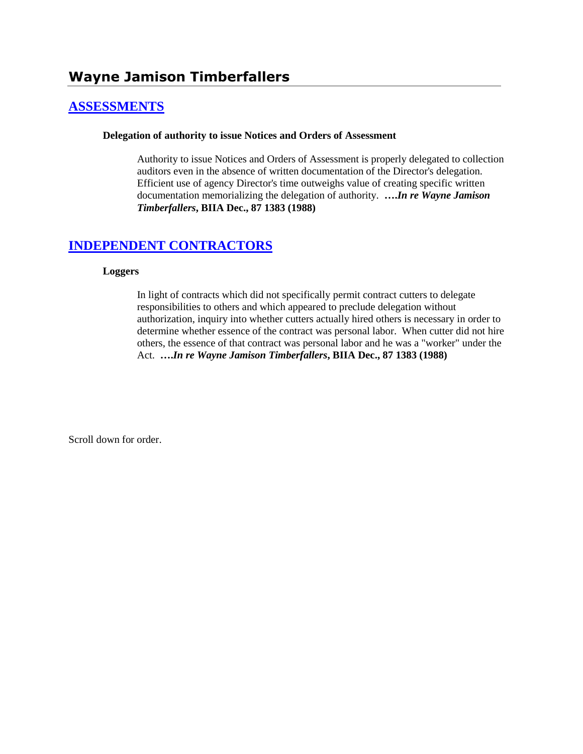# Wayne Jamison Timberfallers

## ASSESSMENTS

**Delegation of authority to issue Notices and Orders of Assessment**

> Authority to issue Notices and Orders of Assessment is properly delegated to collection auditors even in the absence of written documentation of the Director's delegation. Efficient use of agency Director's time outweighs value of creating specific written documentation memorializing the delegation of authority. ***….In re Wayne Jamison Timberfallers*, BIIA Dec., 87 1383 (1988)**

## INDEPENDENT CONTRACTORS

**Loggers**

> In light of contracts which did not specifically permit contract cutters to delegate responsibilities to others and which appeared to preclude delegation without authorization, inquiry into whether cutters actually hired others is necessary in order to determine whether essence of the contract was personal labor. When cutter did not hire others, the essence of that contract was personal labor and he was a "worker" under the Act. ***….In re Wayne Jamison Timberfallers*, BIIA Dec., 87 1383 (1988)**

Scroll down for order.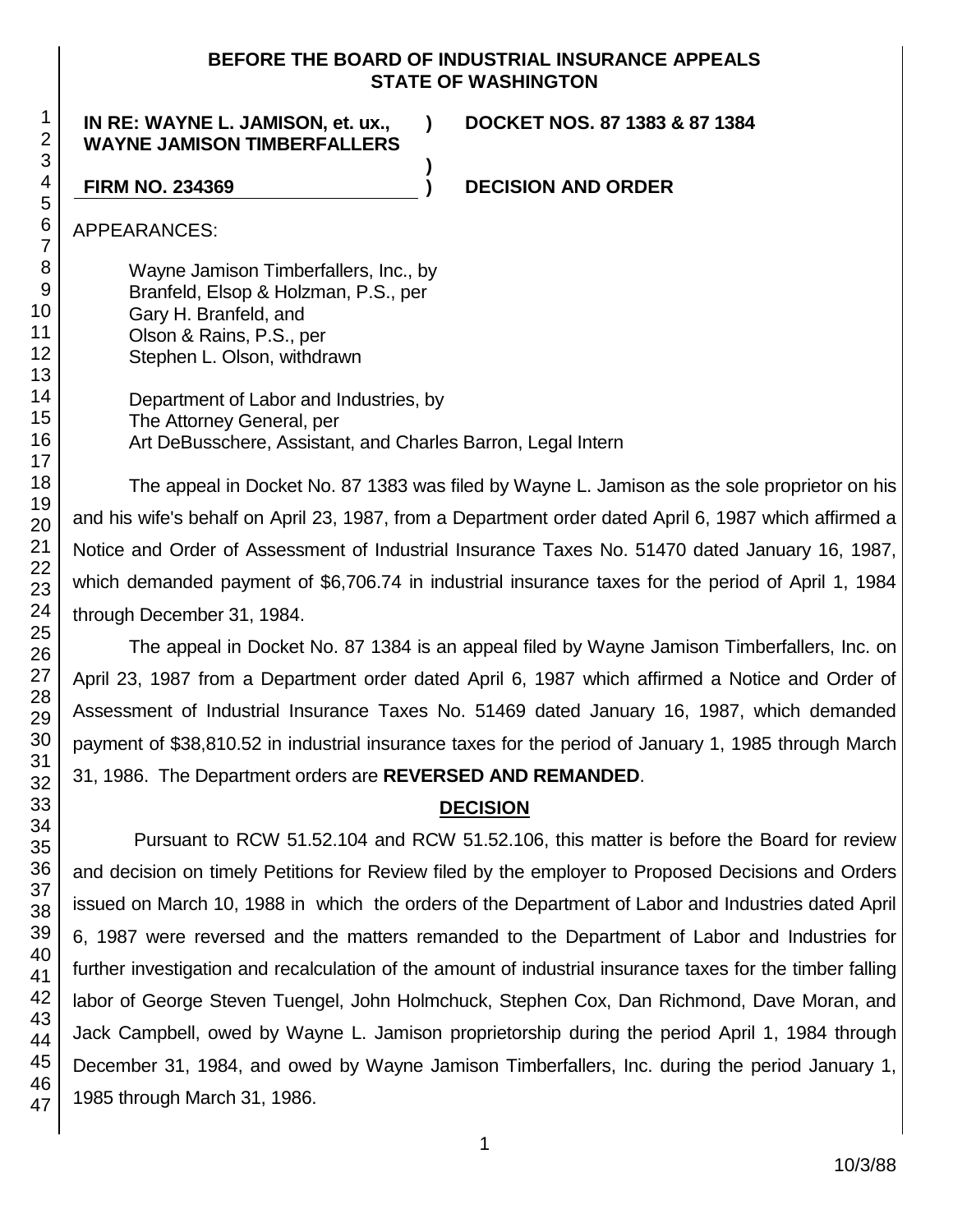**BEFORE THE BOARD OF INDUSTRIAL INSURANCE APPEALS**
**STATE OF WASHINGTON**

| | | |
|---|---|---|
| **IN RE: WAYNE L. JAMISON, et. ux., WAYNE JAMISON TIMBERFALLERS** | **)** | **DOCKET NOS. 87 1383 & 87 1384** |
| | **)** | |
| **FIRM NO. 234369** | **)** | **DECISION AND ORDER** |

APPEARANCES:

Wayne Jamison Timberfallers, Inc., by
Branfeld, Elsop & Holzman, P.S., per
Gary H. Branfeld, and
Olson & Rains, P.S., per
Stephen L. Olson, withdrawn

Department of Labor and Industries, by
The Attorney General, per
Art DeBusschere, Assistant, and Charles Barron, Legal Intern

The appeal in Docket No. 87 1383 was filed by Wayne L. Jamison as the sole proprietor on his and his wife's behalf on April 23, 1987, from a Department order dated April 6, 1987 which affirmed a Notice and Order of Assessment of Industrial Insurance Taxes No. 51470 dated January 16, 1987, which demanded payment of $6,706.74 in industrial insurance taxes for the period of April 1, 1984 through December 31, 1984.

The appeal in Docket No. 87 1384 is an appeal filed by Wayne Jamison Timberfallers, Inc. on April 23, 1987 from a Department order dated April 6, 1987 which affirmed a Notice and Order of Assessment of Industrial Insurance Taxes No. 51469 dated January 16, 1987, which demanded payment of $38,810.52 in industrial insurance taxes for the period of January 1, 1985 through March 31, 1986. The Department orders are **REVERSED AND REMANDED**.

## DECISION

Pursuant to RCW 51.52.104 and RCW 51.52.106, this matter is before the Board for review and decision on timely Petitions for Review filed by the employer to Proposed Decisions and Orders issued on March 10, 1988 in which the orders of the Department of Labor and Industries dated April 6, 1987 were reversed and the matters remanded to the Department of Labor and Industries for further investigation and recalculation of the amount of industrial insurance taxes for the timber falling labor of George Steven Tuengel, John Holmchuck, Stephen Cox, Dan Richmond, Dave Moran, and Jack Campbell, owed by Wayne L. Jamison proprietorship during the period April 1, 1984 through December 31, 1984, and owed by Wayne Jamison Timberfallers, Inc. during the period January 1, 1985 through March 31, 1986.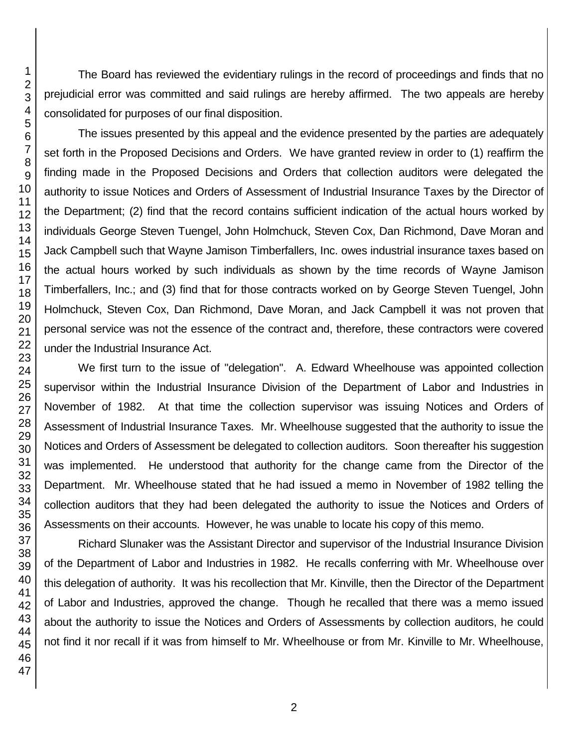The Board has reviewed the evidentiary rulings in the record of proceedings and finds that no prejudicial error was committed and said rulings are hereby affirmed. The two appeals are hereby consolidated for purposes of our final disposition.

The issues presented by this appeal and the evidence presented by the parties are adequately set forth in the Proposed Decisions and Orders. We have granted review in order to (1) reaffirm the finding made in the Proposed Decisions and Orders that collection auditors were delegated the authority to issue Notices and Orders of Assessment of Industrial Insurance Taxes by the Director of the Department; (2) find that the record contains sufficient indication of the actual hours worked by individuals George Steven Tuengel, John Holmchuck, Steven Cox, Dan Richmond, Dave Moran and Jack Campbell such that Wayne Jamison Timberfallers, Inc. owes industrial insurance taxes based on the actual hours worked by such individuals as shown by the time records of Wayne Jamison Timberfallers, Inc.; and (3) find that for those contracts worked on by George Steven Tuengel, John Holmchuck, Steven Cox, Dan Richmond, Dave Moran, and Jack Campbell it was not proven that personal service was not the essence of the contract and, therefore, these contractors were covered under the Industrial Insurance Act.

We first turn to the issue of "delegation". A. Edward Wheelhouse was appointed collection supervisor within the Industrial Insurance Division of the Department of Labor and Industries in November of 1982. At that time the collection supervisor was issuing Notices and Orders of Assessment of Industrial Insurance Taxes. Mr. Wheelhouse suggested that the authority to issue the Notices and Orders of Assessment be delegated to collection auditors. Soon thereafter his suggestion was implemented. He understood that authority for the change came from the Director of the Department. Mr. Wheelhouse stated that he had issued a memo in November of 1982 telling the collection auditors that they had been delegated the authority to issue the Notices and Orders of Assessments on their accounts. However, he was unable to locate his copy of this memo.

Richard Slunaker was the Assistant Director and supervisor of the Industrial Insurance Division of the Department of Labor and Industries in 1982. He recalls conferring with Mr. Wheelhouse over this delegation of authority. It was his recollection that Mr. Kinville, then the Director of the Department of Labor and Industries, approved the change. Though he recalled that there was a memo issued about the authority to issue the Notices and Orders of Assessments by collection auditors, he could not find it nor recall if it was from himself to Mr. Wheelhouse or from Mr. Kinville to Mr. Wheelhouse,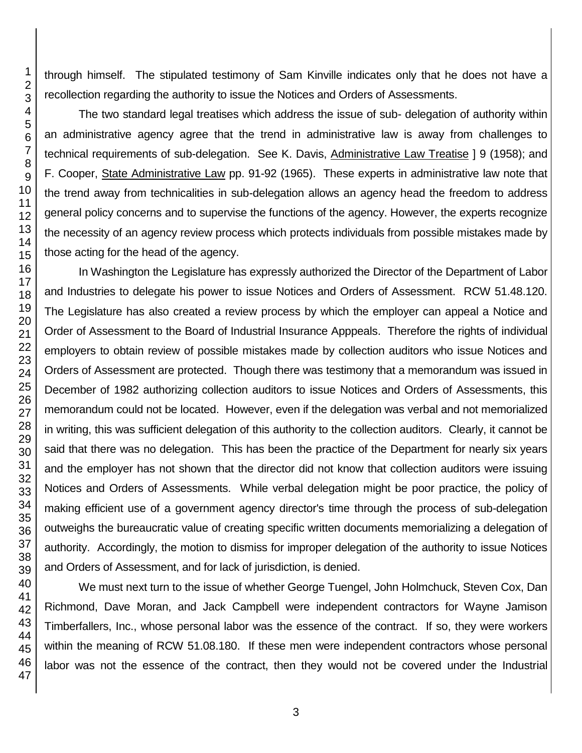through himself. The stipulated testimony of Sam Kinville indicates only that he does not have a recollection regarding the authority to issue the Notices and Orders of Assessments.

The two standard legal treatises which address the issue of sub- delegation of authority within an administrative agency agree that the trend in administrative law is away from challenges to technical requirements of sub-delegation. See K. Davis, Administrative Law Treatise ] 9 (1958); and F. Cooper, State Administrative Law pp. 91-92 (1965). These experts in administrative law note that the trend away from technicalities in sub-delegation allows an agency head the freedom to address general policy concerns and to supervise the functions of the agency. However, the experts recognize the necessity of an agency review process which protects individuals from possible mistakes made by those acting for the head of the agency.

In Washington the Legislature has expressly authorized the Director of the Department of Labor and Industries to delegate his power to issue Notices and Orders of Assessment. RCW 51.48.120. The Legislature has also created a review process by which the employer can appeal a Notice and Order of Assessment to the Board of Industrial Insurance Apppeals. Therefore the rights of individual employers to obtain review of possible mistakes made by collection auditors who issue Notices and Orders of Assessment are protected. Though there was testimony that a memorandum was issued in December of 1982 authorizing collection auditors to issue Notices and Orders of Assessments, this memorandum could not be located. However, even if the delegation was verbal and not memorialized in writing, this was sufficient delegation of this authority to the collection auditors. Clearly, it cannot be said that there was no delegation. This has been the practice of the Department for nearly six years and the employer has not shown that the director did not know that collection auditors were issuing Notices and Orders of Assessments. While verbal delegation might be poor practice, the policy of making efficient use of a government agency director's time through the process of sub-delegation outweighs the bureaucratic value of creating specific written documents memorializing a delegation of authority. Accordingly, the motion to dismiss for improper delegation of the authority to issue Notices and Orders of Assessment, and for lack of jurisdiction, is denied.

We must next turn to the issue of whether George Tuengel, John Holmchuck, Steven Cox, Dan Richmond, Dave Moran, and Jack Campbell were independent contractors for Wayne Jamison Timberfallers, Inc., whose personal labor was the essence of the contract. If so, they were workers within the meaning of RCW 51.08.180. If these men were independent contractors whose personal labor was not the essence of the contract, then they would not be covered under the Industrial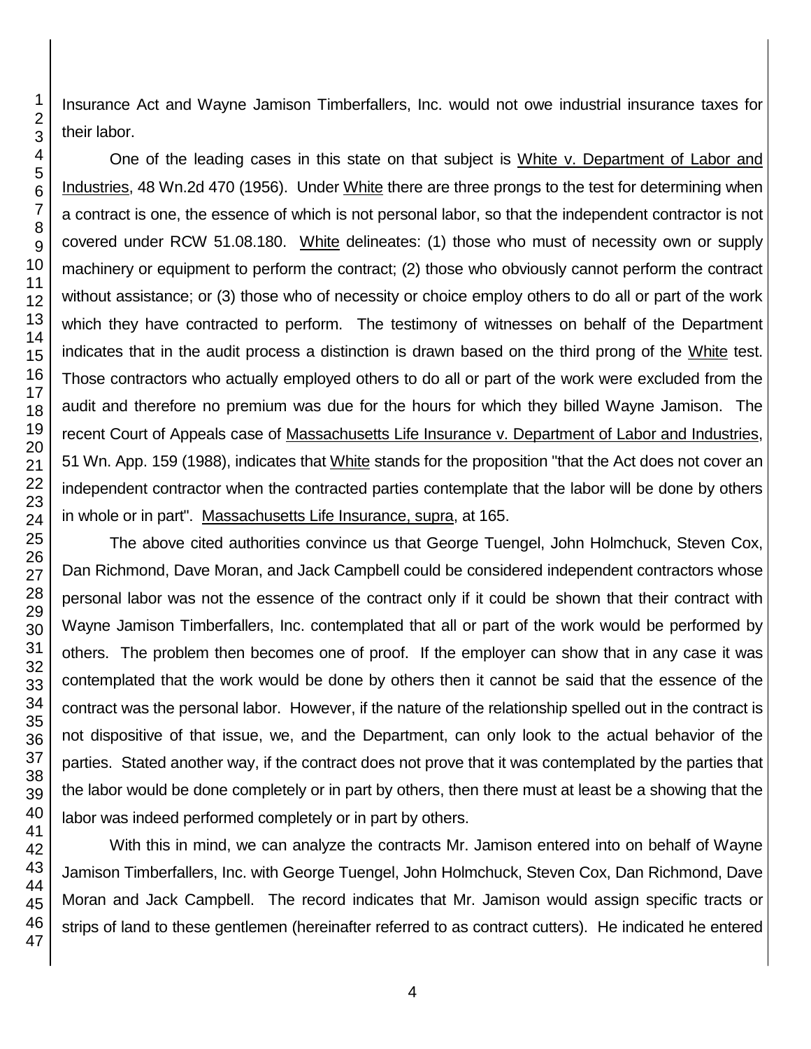Insurance Act and Wayne Jamison Timberfallers, Inc. would not owe industrial insurance taxes for their labor.

One of the leading cases in this state on that subject is White v. Department of Labor and Industries, 48 Wn.2d 470 (1956). Under White there are three prongs to the test for determining when a contract is one, the essence of which is not personal labor, so that the independent contractor is not covered under RCW 51.08.180. White delineates: (1) those who must of necessity own or supply machinery or equipment to perform the contract; (2) those who obviously cannot perform the contract without assistance; or (3) those who of necessity or choice employ others to do all or part of the work which they have contracted to perform. The testimony of witnesses on behalf of the Department indicates that in the audit process a distinction is drawn based on the third prong of the White test. Those contractors who actually employed others to do all or part of the work were excluded from the audit and therefore no premium was due for the hours for which they billed Wayne Jamison. The recent Court of Appeals case of Massachusetts Life Insurance v. Department of Labor and Industries, 51 Wn. App. 159 (1988), indicates that White stands for the proposition "that the Act does not cover an independent contractor when the contracted parties contemplate that the labor will be done by others in whole or in part". Massachusetts Life Insurance, supra, at 165.

The above cited authorities convince us that George Tuengel, John Holmchuck, Steven Cox, Dan Richmond, Dave Moran, and Jack Campbell could be considered independent contractors whose personal labor was not the essence of the contract only if it could be shown that their contract with Wayne Jamison Timberfallers, Inc. contemplated that all or part of the work would be performed by others. The problem then becomes one of proof. If the employer can show that in any case it was contemplated that the work would be done by others then it cannot be said that the essence of the contract was the personal labor. However, if the nature of the relationship spelled out in the contract is not dispositive of that issue, we, and the Department, can only look to the actual behavior of the parties. Stated another way, if the contract does not prove that it was contemplated by the parties that the labor would be done completely or in part by others, then there must at least be a showing that the labor was indeed performed completely or in part by others.

With this in mind, we can analyze the contracts Mr. Jamison entered into on behalf of Wayne Jamison Timberfallers, Inc. with George Tuengel, John Holmchuck, Steven Cox, Dan Richmond, Dave Moran and Jack Campbell. The record indicates that Mr. Jamison would assign specific tracts or strips of land to these gentlemen (hereinafter referred to as contract cutters). He indicated he entered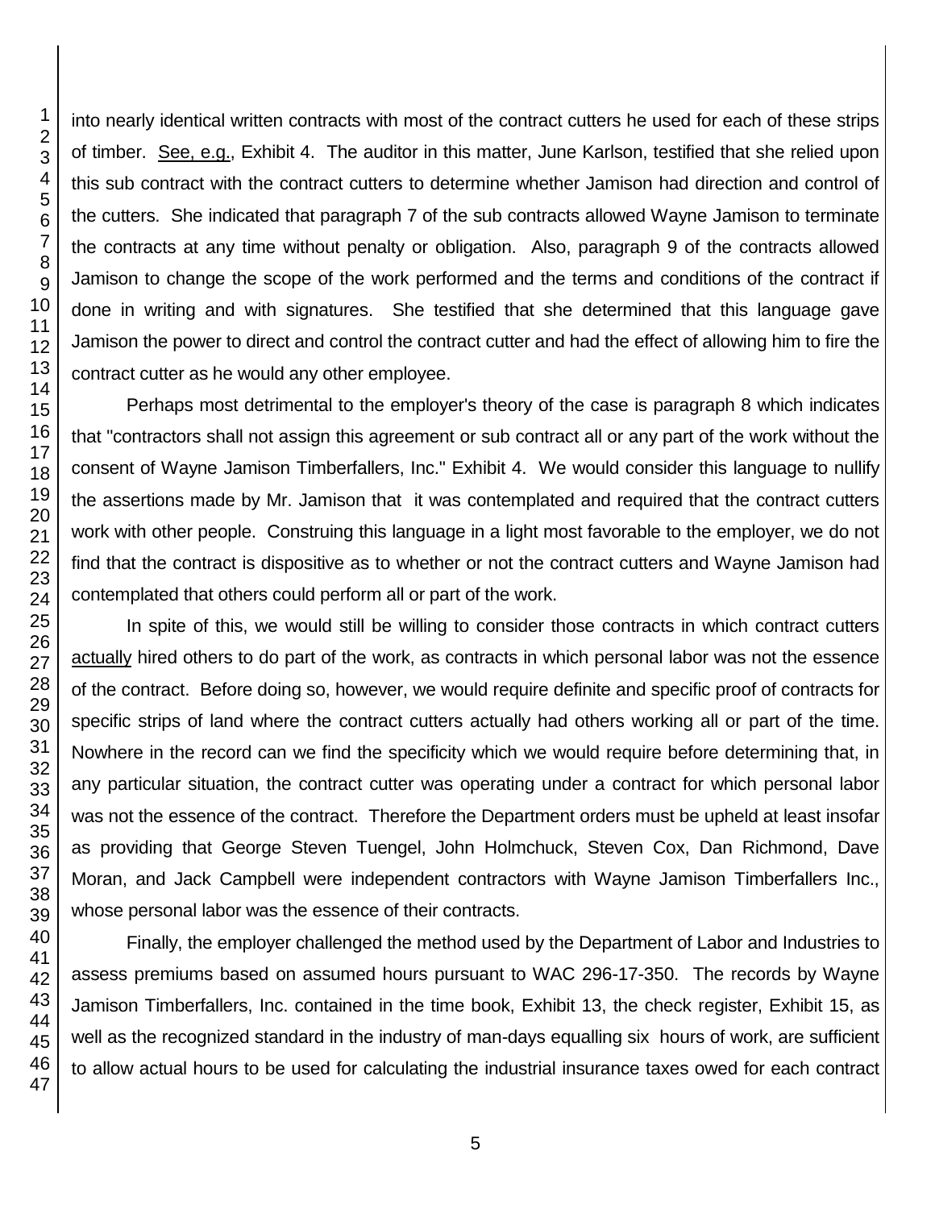into nearly identical written contracts with most of the contract cutters he used for each of these strips of timber. See, e.g., Exhibit 4. The auditor in this matter, June Karlson, testified that she relied upon this sub contract with the contract cutters to determine whether Jamison had direction and control of the cutters. She indicated that paragraph 7 of the sub contracts allowed Wayne Jamison to terminate the contracts at any time without penalty or obligation. Also, paragraph 9 of the contracts allowed Jamison to change the scope of the work performed and the terms and conditions of the contract if done in writing and with signatures. She testified that she determined that this language gave Jamison the power to direct and control the contract cutter and had the effect of allowing him to fire the contract cutter as he would any other employee.

Perhaps most detrimental to the employer's theory of the case is paragraph 8 which indicates that "contractors shall not assign this agreement or sub contract all or any part of the work without the consent of Wayne Jamison Timberfallers, Inc." Exhibit 4. We would consider this language to nullify the assertions made by Mr. Jamison that it was contemplated and required that the contract cutters work with other people. Construing this language in a light most favorable to the employer, we do not find that the contract is dispositive as to whether or not the contract cutters and Wayne Jamison had contemplated that others could perform all or part of the work.

In spite of this, we would still be willing to consider those contracts in which contract cutters actually hired others to do part of the work, as contracts in which personal labor was not the essence of the contract. Before doing so, however, we would require definite and specific proof of contracts for specific strips of land where the contract cutters actually had others working all or part of the time. Nowhere in the record can we find the specificity which we would require before determining that, in any particular situation, the contract cutter was operating under a contract for which personal labor was not the essence of the contract. Therefore the Department orders must be upheld at least insofar as providing that George Steven Tuengel, John Holmchuck, Steven Cox, Dan Richmond, Dave Moran, and Jack Campbell were independent contractors with Wayne Jamison Timberfallers Inc., whose personal labor was the essence of their contracts.

Finally, the employer challenged the method used by the Department of Labor and Industries to assess premiums based on assumed hours pursuant to WAC 296-17-350. The records by Wayne Jamison Timberfallers, Inc. contained in the time book, Exhibit 13, the check register, Exhibit 15, as well as the recognized standard in the industry of man-days equalling six hours of work, are sufficient to allow actual hours to be used for calculating the industrial insurance taxes owed for each contract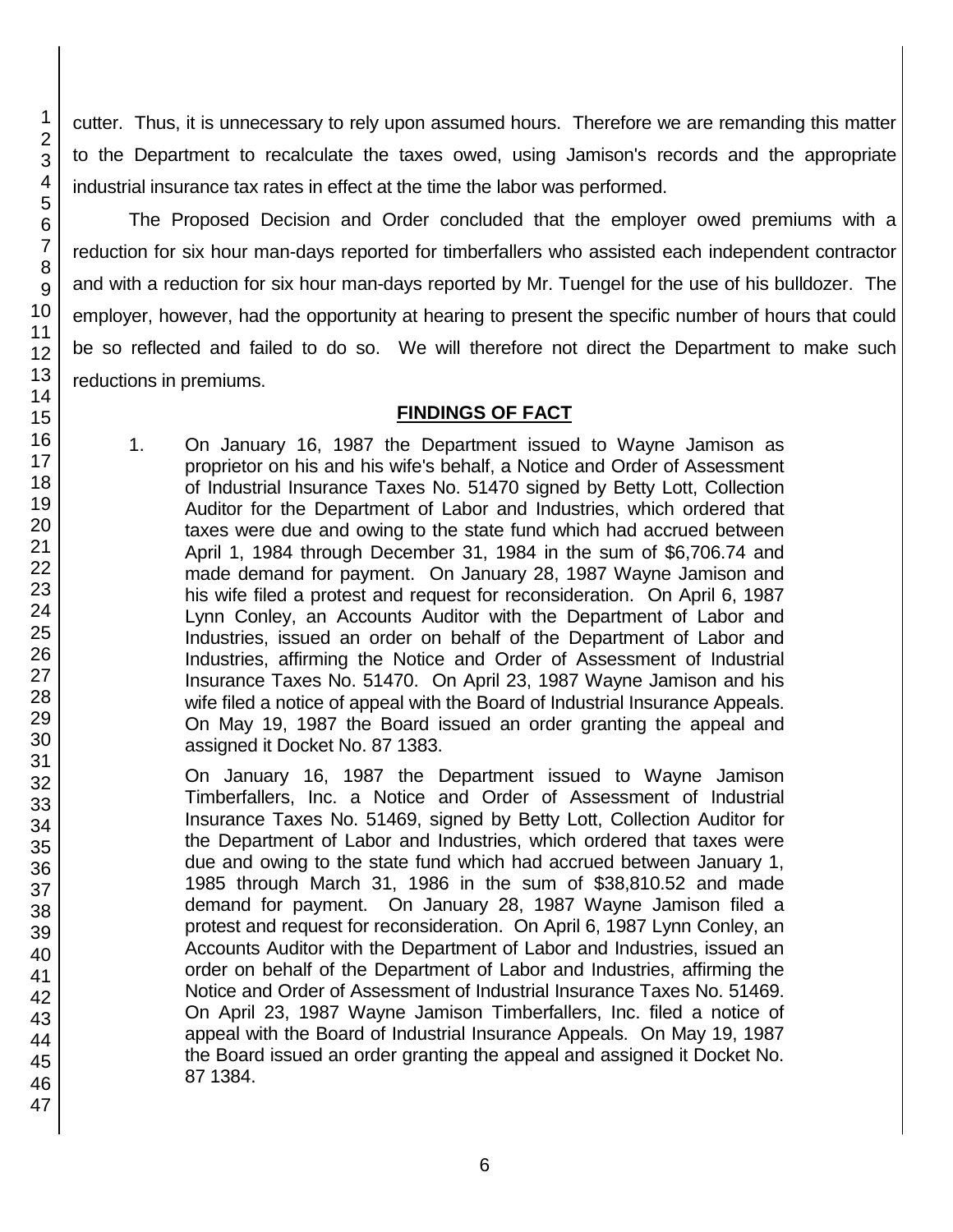cutter. Thus, it is unnecessary to rely upon assumed hours. Therefore we are remanding this matter to the Department to recalculate the taxes owed, using Jamison's records and the appropriate industrial insurance tax rates in effect at the time the labor was performed.

The Proposed Decision and Order concluded that the employer owed premiums with a reduction for six hour man-days reported for timberfallers who assisted each independent contractor and with a reduction for six hour man-days reported by Mr. Tuengel for the use of his bulldozer. The employer, however, had the opportunity at hearing to present the specific number of hours that could be so reflected and failed to do so. We will therefore not direct the Department to make such reductions in premiums.

## FINDINGS OF FACT

1. On January 16, 1987 the Department issued to Wayne Jamison as proprietor on his and his wife's behalf, a Notice and Order of Assessment of Industrial Insurance Taxes No. 51470 signed by Betty Lott, Collection Auditor for the Department of Labor and Industries, which ordered that taxes were due and owing to the state fund which had accrued between April 1, 1984 through December 31, 1984 in the sum of $6,706.74 and made demand for payment. On January 28, 1987 Wayne Jamison and his wife filed a protest and request for reconsideration. On April 6, 1987 Lynn Conley, an Accounts Auditor with the Department of Labor and Industries, issued an order on behalf of the Department of Labor and Industries, affirming the Notice and Order of Assessment of Industrial Insurance Taxes No. 51470. On April 23, 1987 Wayne Jamison and his wife filed a notice of appeal with the Board of Industrial Insurance Appeals. On May 19, 1987 the Board issued an order granting the appeal and assigned it Docket No. 87 1383.

   On January 16, 1987 the Department issued to Wayne Jamison Timberfallers, Inc. a Notice and Order of Assessment of Industrial Insurance Taxes No. 51469, signed by Betty Lott, Collection Auditor for the Department of Labor and Industries, which ordered that taxes were due and owing to the state fund which had accrued between January 1, 1985 through March 31, 1986 in the sum of $38,810.52 and made demand for payment. On January 28, 1987 Wayne Jamison filed a protest and request for reconsideration. On April 6, 1987 Lynn Conley, an Accounts Auditor with the Department of Labor and Industries, issued an order on behalf of the Department of Labor and Industries, affirming the Notice and Order of Assessment of Industrial Insurance Taxes No. 51469. On April 23, 1987 Wayne Jamison Timberfallers, Inc. filed a notice of appeal with the Board of Industrial Insurance Appeals. On May 19, 1987 the Board issued an order granting the appeal and assigned it Docket No. 87 1384.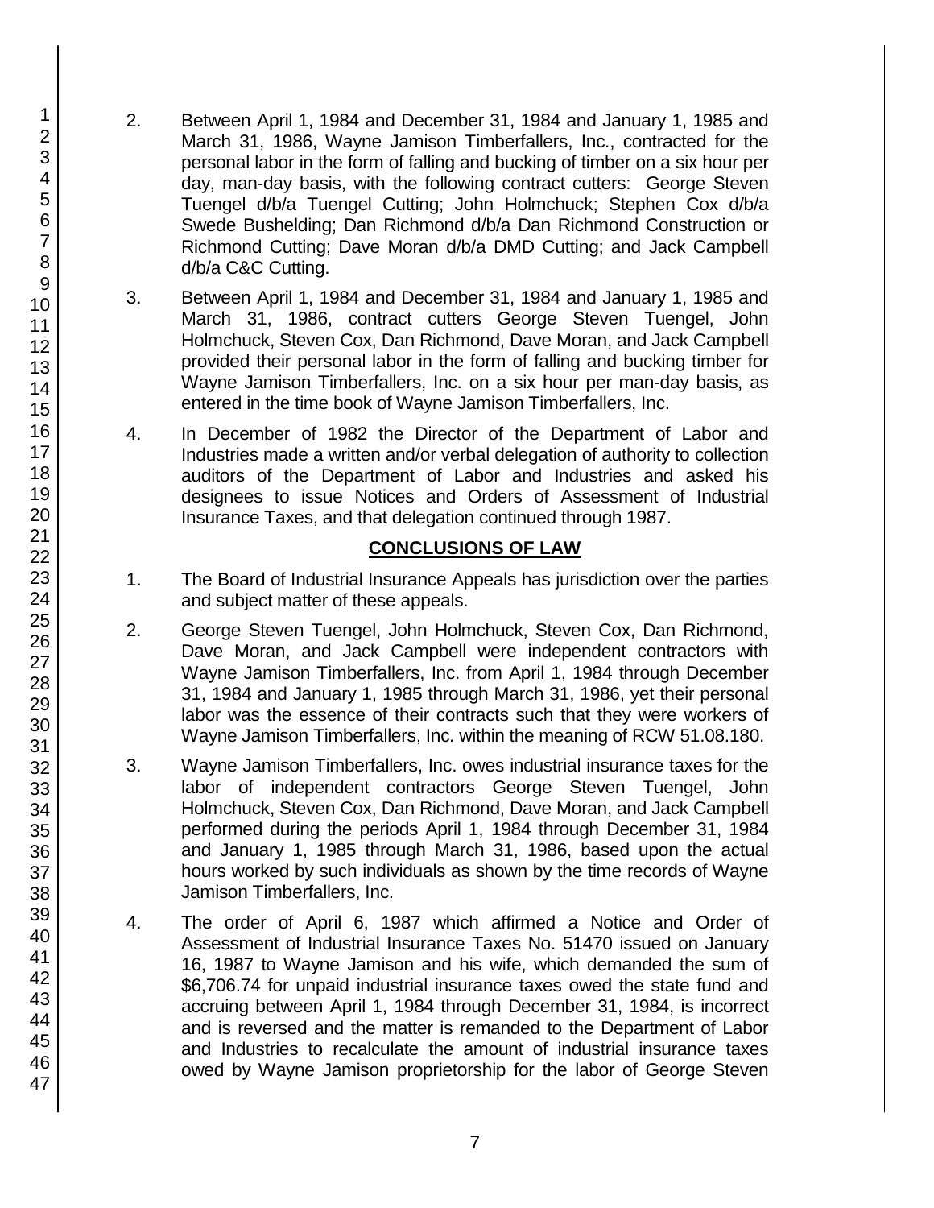2. Between April 1, 1984 and December 31, 1984 and January 1, 1985 and March 31, 1986, Wayne Jamison Timberfallers, Inc., contracted for the personal labor in the form of falling and bucking of timber on a six hour per day, man-day basis, with the following contract cutters: George Steven Tuengel d/b/a Tuengel Cutting; John Holmchuck; Stephen Cox d/b/a Swede Bushelding; Dan Richmond d/b/a Dan Richmond Construction or Richmond Cutting; Dave Moran d/b/a DMD Cutting; and Jack Campbell d/b/a C&C Cutting.

3. Between April 1, 1984 and December 31, 1984 and January 1, 1985 and March 31, 1986, contract cutters George Steven Tuengel, John Holmchuck, Steven Cox, Dan Richmond, Dave Moran, and Jack Campbell provided their personal labor in the form of falling and bucking timber for Wayne Jamison Timberfallers, Inc. on a six hour per man-day basis, as entered in the time book of Wayne Jamison Timberfallers, Inc.

4. In December of 1982 the Director of the Department of Labor and Industries made a written and/or verbal delegation of authority to collection auditors of the Department of Labor and Industries and asked his designees to issue Notices and Orders of Assessment of Industrial Insurance Taxes, and that delegation continued through 1987.

## CONCLUSIONS OF LAW

1. The Board of Industrial Insurance Appeals has jurisdiction over the parties and subject matter of these appeals.

2. George Steven Tuengel, John Holmchuck, Steven Cox, Dan Richmond, Dave Moran, and Jack Campbell were independent contractors with Wayne Jamison Timberfallers, Inc. from April 1, 1984 through December 31, 1984 and January 1, 1985 through March 31, 1986, yet their personal labor was the essence of their contracts such that they were workers of Wayne Jamison Timberfallers, Inc. within the meaning of RCW 51.08.180.

3. Wayne Jamison Timberfallers, Inc. owes industrial insurance taxes for the labor of independent contractors George Steven Tuengel, John Holmchuck, Steven Cox, Dan Richmond, Dave Moran, and Jack Campbell performed during the periods April 1, 1984 through December 31, 1984 and January 1, 1985 through March 31, 1986, based upon the actual hours worked by such individuals as shown by the time records of Wayne Jamison Timberfallers, Inc.

4. The order of April 6, 1987 which affirmed a Notice and Order of Assessment of Industrial Insurance Taxes No. 51470 issued on January 16, 1987 to Wayne Jamison and his wife, which demanded the sum of $6,706.74 for unpaid industrial insurance taxes owed the state fund and accruing between April 1, 1984 through December 31, 1984, is incorrect and is reversed and the matter is remanded to the Department of Labor and Industries to recalculate the amount of industrial insurance taxes owed by Wayne Jamison proprietorship for the labor of George Steven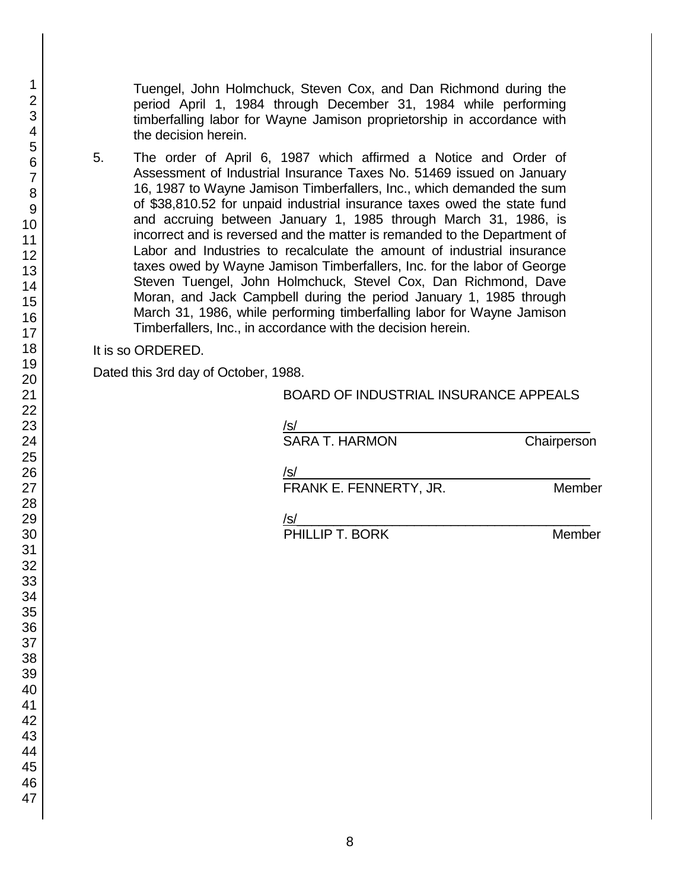Tuengel, John Holmchuck, Steven Cox, and Dan Richmond during the period April 1, 1984 through December 31, 1984 while performing timberfalling labor for Wayne Jamison proprietorship in accordance with the decision herein.

5. The order of April 6, 1987 which affirmed a Notice and Order of Assessment of Industrial Insurance Taxes No. 51469 issued on January 16, 1987 to Wayne Jamison Timberfallers, Inc., which demanded the sum of $38,810.52 for unpaid industrial insurance taxes owed the state fund and accruing between January 1, 1985 through March 31, 1986, is incorrect and is reversed and the matter is remanded to the Department of Labor and Industries to recalculate the amount of industrial insurance taxes owed by Wayne Jamison Timberfallers, Inc. for the labor of George Steven Tuengel, John Holmchuck, Stevel Cox, Dan Richmond, Dave Moran, and Jack Campbell during the period January 1, 1985 through March 31, 1986, while performing timberfalling labor for Wayne Jamison Timberfallers, Inc., in accordance with the decision herein.

It is so ORDERED.

Dated this 3rd day of October, 1988.

BOARD OF INDUSTRIAL INSURANCE APPEALS

/s/
SARA T. HARMON Chairperson

/s/
FRANK E. FENNERTY, JR. Member

/s/
PHILLIP T. BORK Member